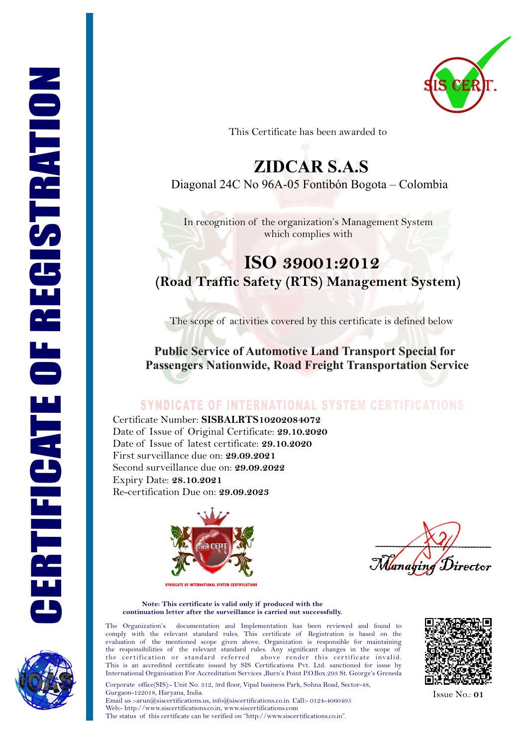# CERTIFICATE OF REGISTRATION

SIS CERT.

This Certificate has been awarded to

# ZIDCAR S.A.S

Diagonal 24C No 96A-05 Fontibón Bogota – Colombia

In recognition of the organization's Management System which complies with

## ISO 39001:2012

## (Road Traffic Safety (RTS) Management System)

The scope of activities covered by this certificate is defined below

**Public Service of Automotive Land Transport Special for Passengers Nationwide, Road Freight Transportation Service**

SYNDICATE OF INTERNATIONAL SYSTEM CERTIFICATIONS

Certificate Number: **SISBALRTS10202084072**
Date of Issue of Original Certificate: **29.10.2020**
Date of Issue of latest certificate: **29.10.2020**
First surveillance due on: **29.09.2021**
Second surveillance due on: **29.09.2022**
Expiry Date: **28.10.2021**
Re-certification Due on: **29.09.2023**

SIS CERT
SYNDICATE OF INTERNATIONAL SYSTEM CERTIFICATIONS

Managing Director

**Note: This certificate is valid only if produced with the continuation letter after the surveillance is carried out successfully.**

The Organization's documentation and Implementation has been reviewed and found to comply with the relevant standard rules. This certificate of Registration is based on the evaluation of the mentioned scope given above. Organization is responsible for maintaining the responsibilities of the relevant standard rules. Any significant changes in the scope of the certification or standard referred above render this certificate invalid. This is an accredited certificate issued by SIS Certifications Pvt. Ltd. sanctioned for issue by International Organisation For Accreditation Services ,Burn's Point P.O.Box.293 St. George's Greneda

Corporate office(SIS):- Unit No. 312, 3rd floor, Vipul business Park, Sohna Road, Sector-48, Gurgaon-122018, Haryana, India.
Email us :-arun@siscertifications.us, info@siscertifications.co.in. Call:- 0124-4060495
Web:- http://www.siscertifications.co.in, www.siscertifications.com
The status of this certificate can be verified on "http://www.siscertifications.co.in".

Issue No.: **01**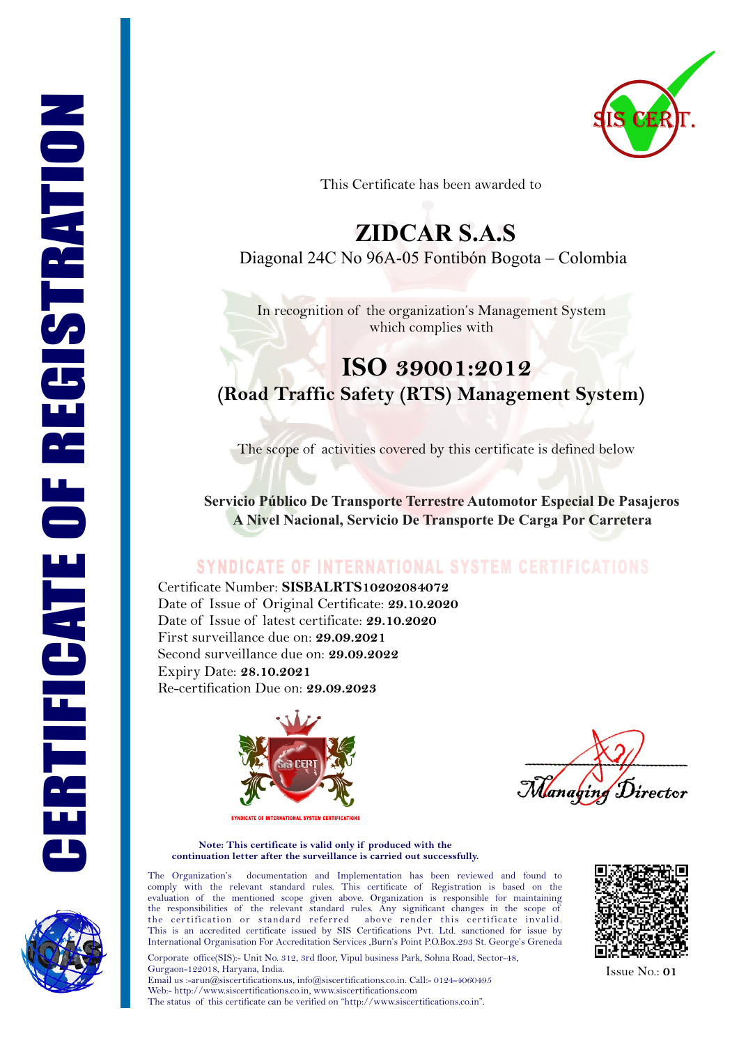# CERTIFICATE OF REGISTRATION

This Certificate has been awarded to

## ZIDCAR S.A.S

Diagonal 24C No 96A-05 Fontibón Bogota – Colombia

In recognition of the organization's Management System which complies with

## ISO 39001:2012

### (Road Traffic Safety (RTS) Management System)

The scope of activities covered by this certificate is defined below

**Servicio Público De Transporte Terrestre Automotor Especial De Pasajeros A Nivel Nacional, Servicio De Transporte De Carga Por Carretera**

SYNDICATE OF INTERNATIONAL SYSTEM CERTIFICATIONS

Certificate Number: **SISBALRTS10202084072**
Date of Issue of Original Certificate: **29.10.2020**
Date of Issue of latest certificate: **29.10.2020**
First surveillance due on: **29.09.2021**
Second surveillance due on: **29.09.2022**
Expiry Date: **28.10.2021**
Re-certification Due on: **29.09.2023**

SYNDICATE OF INTERNATIONAL SYSTEM CERTIFICATIONS

Managing Director

**Note: This certificate is valid only if produced with the continuation letter after the surveillance is carried out successfully.**

The Organization's documentation and Implementation has been reviewed and found to comply with the relevant standard rules. This certificate of Registration is based on the evaluation of the mentioned scope given above. Organization is responsible for maintaining the responsibilities of the relevant standard rules. Any significant changes in the scope of the certification or standard referred above render this certificate invalid. This is an accredited certificate issued by SIS Certifications Pvt. Ltd. sanctioned for issue by International Organisation For Accreditation Services ,Burn's Point P.O.Box.293 St. George's Greneda

Corporate office(SIS):- Unit No. 312, 3rd floor, Vipul business Park, Sohna Road, Sector-48, Gurgaon-122018, Haryana, India.
Email us :-arun@siscertifications.us, info@siscertifications.co.in. Call:- 0124-4060495
Web:- http://www.siscertifications.co.in, www.siscertifications.com
The status of this certificate can be verified on "http://www.siscertifications.co.in".

Issue No.: **01**